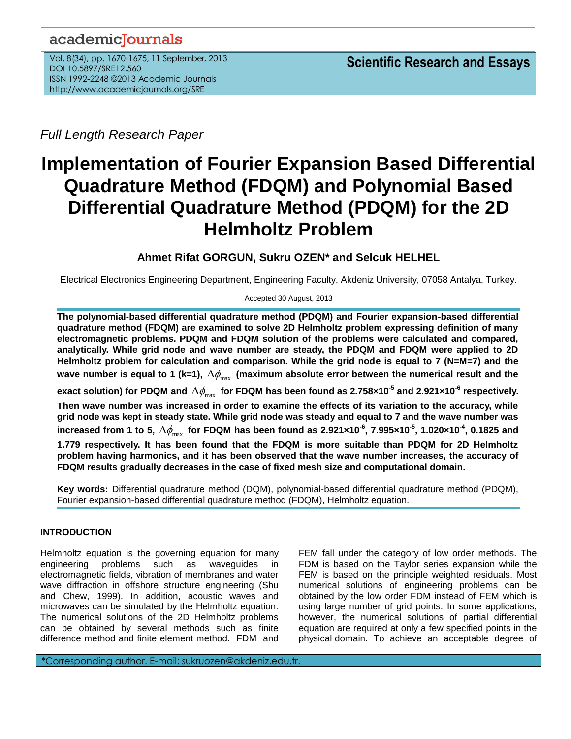Full Length Research Paper

# Implementation of Fourier Expansion Based Differential Quadrature Method (FDQM) and Polynomial Based Differential Quadrature Method (PDQM) for the 2D Helmholtz Problem

**Ahmet Rifat GORGUN, Sukru OZEN\* and Selcuk HELHEL**

Electrical Electronics Engineering Department, Engineering Faculty, Akdeniz University, 07058 Antalya, Turkey.

Accepted 30 August, 2013

**The polynomial-based differential quadrature method (PDQM) and Fourier expansion-based differential quadrature method (FDQM) are examined to solve 2D Helmholtz problem expressing definition of many electromagnetic problems. PDQM and FDQM solution of the problems were calculated and compared, analytically. While grid node and wave number are steady, the PDQM and FDQM were applied to 2D Helmholtz problem for calculation and comparison. While the grid node is equal to 7 (N=M=7) and the wave number is equal to 1 (k=1), $\Delta\phi_{\max}$ (maximum absolute error between the numerical result and the exact solution) for PDQM and $\Delta\phi_{\max}$ for FDQM has been found as 2.758×10$^{-5}$ and 2.921×10$^{-6}$ respectively. Then wave number was increased in order to examine the effects of its variation to the accuracy, while grid node was kept in steady state. While grid node was steady and equal to 7 and the wave number was increased from 1 to 5, $\Delta\phi_{\max}$ for FDQM has been found as 2.921×10$^{-6}$, 7.995×10$^{-5}$, 1.020×10$^{-4}$, 0.1825 and 1.779 respectively. It has been found that the FDQM is more suitable than PDQM for 2D Helmholtz problem having harmonics, and it has been observed that the wave number increases, the accuracy of FDQM results gradually decreases in the case of fixed mesh size and computational domain.**

**Key words:** Differential quadrature method (DQM), polynomial-based differential quadrature method (PDQM), Fourier expansion-based differential quadrature method (FDQM), Helmholtz equation.

## INTRODUCTION

Helmholtz equation is the governing equation for many engineering problems such as waveguides in electromagnetic fields, vibration of membranes and water wave diffraction in offshore structure engineering (Shu and Chew, 1999). In addition, acoustic waves and microwaves can be simulated by the Helmholtz equation. The numerical solutions of the 2D Helmholtz problems can be obtained by several methods such as finite difference method and finite element method. FDM and FEM fall under the category of low order methods. The FDM is based on the Taylor series expansion while the FEM is based on the principle weighted residuals. Most numerical solutions of engineering problems can be obtained by the low order FDM instead of FEM which is using large number of grid points. In some applications, however, the numerical solutions of partial differential equation are required at only a few specified points in the physical domain. To achieve an acceptable degree of

\*Corresponding author. E-mail: sukruozen@akdeniz.edu.tr.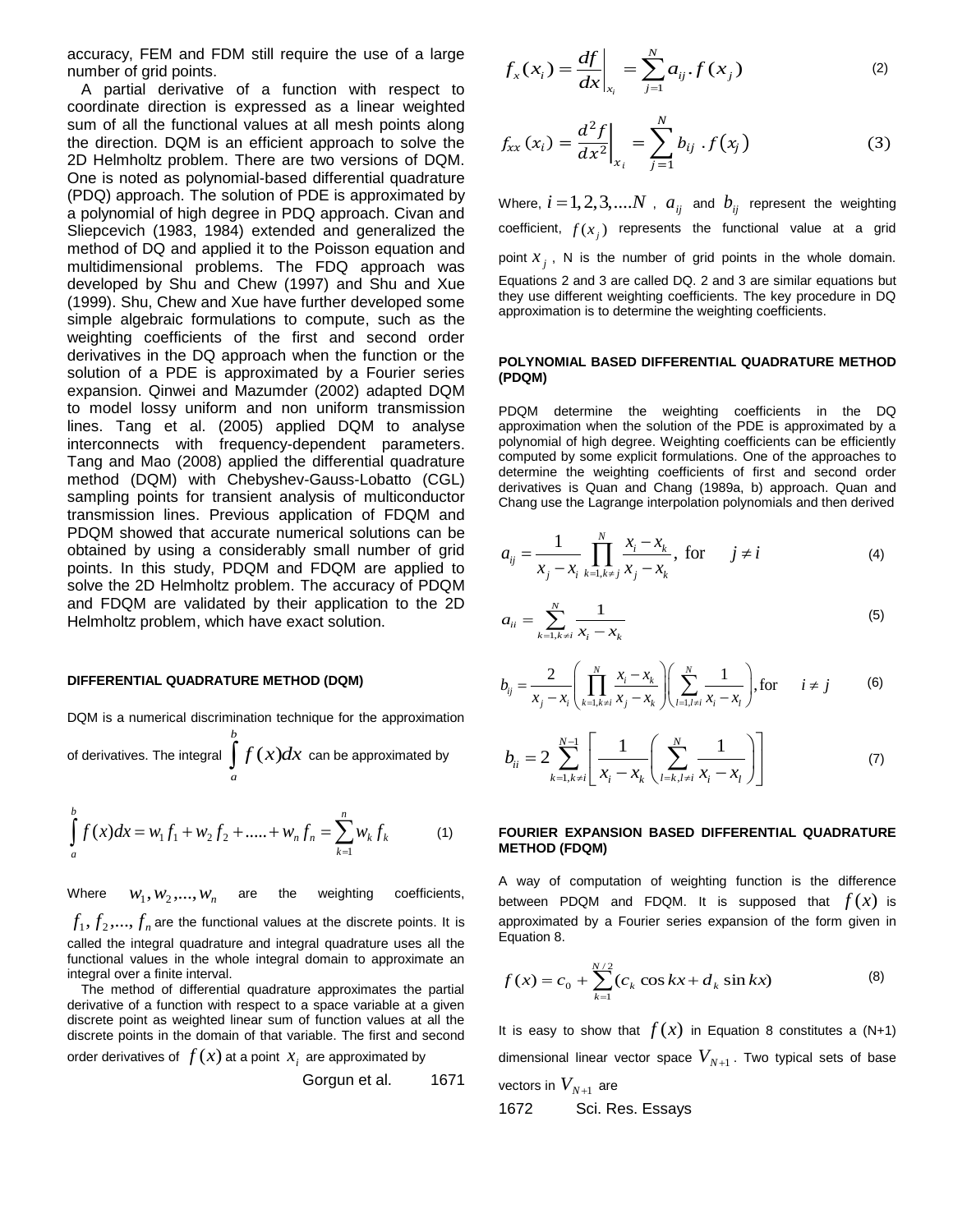accuracy, FEM and FDM still require the use of a large number of grid points.

A partial derivative of a function with respect to coordinate direction is expressed as a linear weighted sum of all the functional values at all mesh points along the direction. DQM is an efficient approach to solve the 2D Helmholtz problem. There are two versions of DQM. One is noted as polynomial-based differential quadrature (PDQ) approach. The solution of PDE is approximated by a polynomial of high degree in PDQ approach. Civan and Sliepcevich (1983, 1984) extended and generalized the method of DQ and applied it to the Poisson equation and multidimensional problems. The FDQ approach was developed by Shu and Chew (1997) and Shu and Xue (1999). Shu, Chew and Xue have further developed some simple algebraic formulations to compute, such as the weighting coefficients of the first and second order derivatives in the DQ approach when the function or the solution of a PDE is approximated by a Fourier series expansion. Qinwei and Mazumder (2002) adapted DQM to model lossy uniform and non uniform transmission lines. Tang et al. (2005) applied DQM to analyse interconnects with frequency-dependent parameters. Tang and Mao (2008) applied the differential quadrature method (DQM) with Chebyshev-Gauss-Lobatto (CGL) sampling points for transient analysis of multiconductor transmission lines. Previous application of FDQM and PDQM showed that accurate numerical solutions can be obtained by using a considerably small number of grid points. In this study, PDQM and FDQM are applied to solve the 2D Helmholtz problem. The accuracy of PDQM and FDQM are validated by their application to the 2D Helmholtz problem, which have exact solution.

#### DIFFERENTIAL QUADRATURE METHOD (DQM)

DQM is a numerical discrimination technique for the approximation of derivatives. The integral $\int_a^b f(x)dx$ can be approximated by

$$\int_a^b f(x)dx = w_1 f_1 + w_2 f_2 + \ldots + w_n f_n = \sum_{k=1}^{n} w_k f_k \tag{1}$$

Where $w_1, w_2, \ldots, w_n$ are the weighting coefficients, $f_1, f_2, \ldots, f_n$ are the functional values at the discrete points. It is called the integral quadrature and integral quadrature uses all the functional values in the whole integral domain to approximate an integral over a finite interval.

The method of differential quadrature approximates the partial derivative of a function with respect to a space variable at a given discrete point as weighted linear sum of function values at all the discrete points in the domain of that variable. The first and second order derivatives of $f(x)$ at a point $x_i$ are approximated by

$$f_x(x_i) = \left.\frac{df}{dx}\right|_{x_i} = \sum_{j=1}^{N} a_{ij} \cdot f(x_j) \tag{2}$$

$$f_{xx}(x_i) = \left.\frac{d^2f}{dx^2}\right|_{x_i} = \sum_{j=1}^{N} b_{ij} \cdot f(x_j) \tag{3}$$

Where, $i = 1, 2, 3, \ldots N$, $a_{ij}$ and $b_{ij}$ represent the weighting coefficient, $f(x_j)$ represents the functional value at a grid point $x_j$, N is the number of grid points in the whole domain. Equations 2 and 3 are called DQ. 2 and 3 are similar equations but they use different weighting coefficients. The key procedure in DQ approximation is to determine the weighting coefficients.

#### POLYNOMIAL BASED DIFFERENTIAL QUADRATURE METHOD (PDQM)

PDQM determine the weighting coefficients in the DQ approximation when the solution of the PDE is approximated by a polynomial of high degree. Weighting coefficients can be efficiently computed by some explicit formulations. One of the approaches to determine the weighting coefficients of first and second order derivatives is Quan and Chang (1989a, b) approach. Quan and Chang use the Lagrange interpolation polynomials and then derived

$$a_{ij} = \frac{1}{x_j - x_i} \prod_{k=1, k \neq j}^{N} \frac{x_i - x_k}{x_j - x_k}, \text{ for } \quad j \neq i \tag{4}$$

$$a_{ii} = \sum_{k=1, k \neq i}^{N} \frac{1}{x_i - x_k} \tag{5}$$

$$b_{ij} = \frac{2}{x_j - x_i} \left( \prod_{k=1, k \neq i}^{N} \frac{x_i - x_k}{x_j - x_k} \right) \left( \sum_{l=1, l \neq i}^{N} \frac{1}{x_i - x_l} \right), \text{for} \quad i \neq j \tag{6}$$

$$b_{ii} = 2 \sum_{k=1, k \neq i}^{N-1} \left[ \frac{1}{x_i - x_k} \left( \sum_{l=k, l \neq i}^{N} \frac{1}{x_i - x_l} \right) \right] \tag{7}$$

#### FOURIER EXPANSION BASED DIFFERENTIAL QUADRATURE METHOD (FDQM)

A way of computation of weighting function is the difference between PDQM and FDQM. It is supposed that $f(x)$ is approximated by a Fourier series expansion of the form given in Equation 8.

$$f(x) = c_0 + \sum_{k=1}^{N/2} (c_k \cos kx + d_k \sin kx) \tag{8}$$

It is easy to show that $f(x)$ in Equation 8 constitutes a (N+1) dimensional linear vector space $V_{N+1}$. Two typical sets of base vectors in $V_{N+1}$ are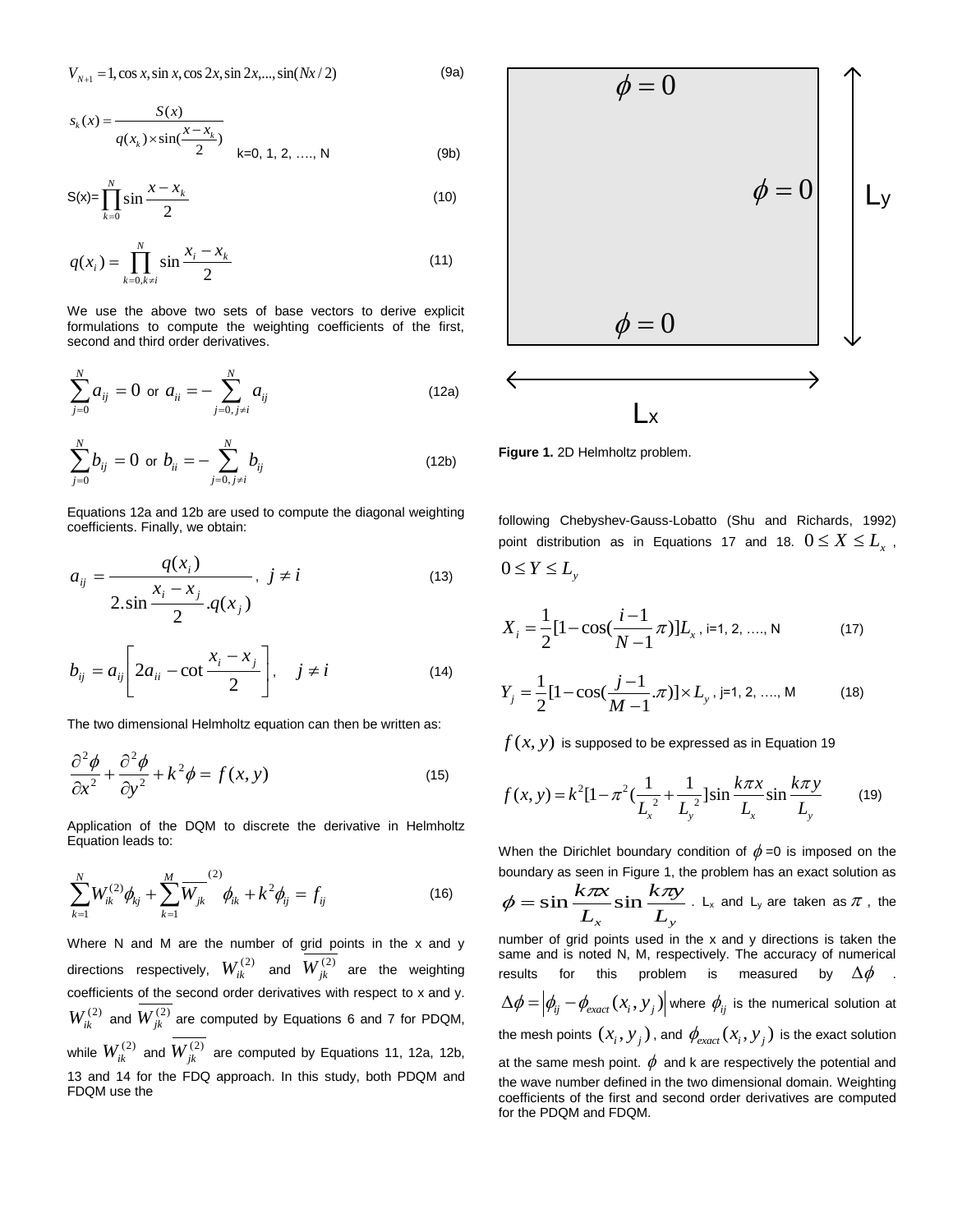$$V_{N+1} = 1, \cos x, \sin x, \cos 2x, \sin 2x, ..., \sin(Nx/2) \quad (9a)$$

$$s_k(x) = \frac{S(x)}{q(x_k) \times \sin(\frac{x - x_k}{2})} \quad k=0, 1, 2, ...., N \quad (9b)$$

$$S(x) = \prod_{k=0}^{N} \sin \frac{x - x_k}{2} \quad (10)$$

$$q(x_i) = \prod_{k=0, k \neq i}^{N} \sin \frac{x_i - x_k}{2} \quad (11)$$

We use the above two sets of base vectors to derive explicit formulations to compute the weighting coefficients of the first, second and third order derivatives.

$$\sum_{j=0}^{N} a_{ij} = 0 \text{ or } a_{ii} = -\sum_{j=0, j \neq i}^{N} a_{ij} \quad (12a)$$

$$\sum_{j=0}^{N} b_{ij} = 0 \text{ or } b_{ii} = -\sum_{j=0, j \neq i}^{N} b_{ij} \quad (12b)$$

Equations 12a and 12b are used to compute the diagonal weighting coefficients. Finally, we obtain:

$$a_{ij} = \frac{q(x_i)}{2.\sin \frac{x_i - x_j}{2}.q(x_j)}, \ j \neq i \quad (13)$$

$$b_{ij} = a_{ij} \left[ 2a_{ii} - \cot \frac{x_i - x_j}{2} \right], \quad j \neq i \quad (14)$$

The two dimensional Helmholtz equation can then be written as:

$$\frac{\partial^2 \phi}{\partial x^2} + \frac{\partial^2 \phi}{\partial y^2} + k^2 \phi = f(x, y) \quad (15)$$

Application of the DQM to discrete the derivative in Helmholtz Equation leads to:

$$\sum_{k=1}^{N} W_{ik}^{(2)} \phi_{kj} + \sum_{k=1}^{M} \overline{W_{jk}}^{(2)} \phi_{ik} + k^2 \phi_{ij} = f_{ij} \quad (16)$$

Where N and M are the number of grid points in the x and y directions respectively, $W_{ik}^{(2)}$ and $\overline{W_{jk}^{(2)}}$ are the weighting coefficients of the second order derivatives with respect to x and y. $W_{ik}^{(2)}$ and $\overline{W_{jk}^{(2)}}$ are computed by Equations 6 and 7 for PDQM, while $W_{ik}^{(2)}$ and $\overline{W_{jk}^{(2)}}$ are computed by Equations 11, 12a, 12b, 13 and 14 for the FDQ approach. In this study, both PDQM and FDQM use the following Chebyshev-Gauss-Lobatto (Shu and Richards, 1992) point distribution as in Equations 17 and 18. $0 \leq X \leq L_x$, $0 \leq Y \leq L_y$

$$X_i = \frac{1}{2}[1 - \cos(\frac{i-1}{N-1}\pi)]L_x, \text{ i=1, 2, ...., N} \quad (17)$$

$$Y_j = \frac{1}{2}[1 - \cos(\frac{j-1}{M-1}.\pi)] \times L_y, \text{ j=1, 2, ...., M} \quad (18)$$

$f(x, y)$ is supposed to be expressed as in Equation 19

$$f(x, y) = k^2[1 - \pi^2(\frac{1}{L_x^2} + \frac{1}{L_y^2})] \sin \frac{k\pi x}{L_x} \sin \frac{k\pi y}{L_y} \quad (19)$$

**Figure 1.** 2D Helmholtz problem.

When the Dirichlet boundary condition of $\phi$=0 is imposed on the boundary as seen in Figure 1, the problem has an exact solution as $\phi = \sin \frac{k\pi x}{L_x} \sin \frac{k\pi y}{L_y}$. $L_x$ and $L_y$ are taken as $\pi$, the number of grid points used in the x and y directions is taken the same and is noted N, M, respectively. The accuracy of numerical results for this problem is measured by $\Delta\phi$. $\Delta\phi = \left| \phi_{ij} - \phi_{exact}(x_i, y_j) \right|$ where $\phi_{ij}$ is the numerical solution at the mesh points $(x_i, y_j)$, and $\phi_{exact}(x_i, y_j)$ is the exact solution at the same mesh point. $\phi$ and k are respectively the potential and the wave number defined in the two dimensional domain. Weighting coefficients of the first and second order derivatives are computed for the PDQM and FDQM.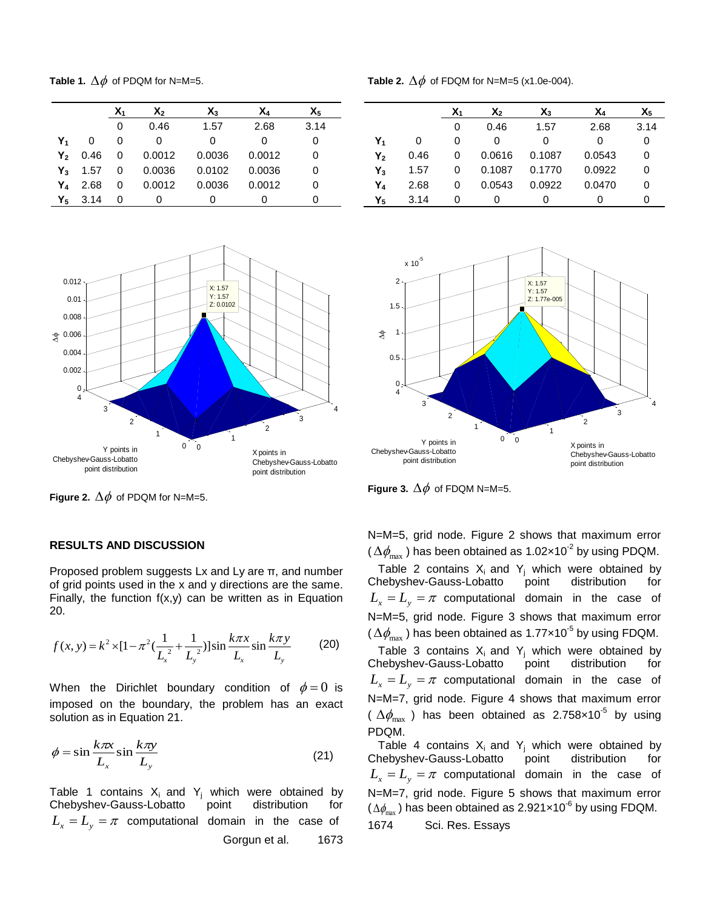**Table 1.** $\Delta\phi$ of PDQM for N=M=5.

| | | $X_1$ | $X_2$ | $X_3$ | $X_4$ | $X_5$ |
|---|---|---|---|---|---|---|
| | | 0 | 0.46 | 1.57 | 2.68 | 3.14 |
| $Y_1$ | 0 | 0 | 0 | 0 | 0 | 0 |
| $Y_2$ | 0.46 | 0 | 0.0012 | 0.0036 | 0.0012 | 0 |
| $Y_3$ | 1.57 | 0 | 0.0036 | 0.0102 | 0.0036 | 0 |
| $Y_4$ | 2.68 | 0 | 0.0012 | 0.0036 | 0.0012 | 0 |
| $Y_5$ | 3.14 | 0 | 0 | 0 | 0 | 0 |

**Table 2.** $\Delta\phi$ of FDQM for N=M=5 (x1.0e-004).

| | | $X_1$ | $X_2$ | $X_3$ | $X_4$ | $X_5$ |
|---|---|---|---|---|---|---|
| | | 0 | 0.46 | 1.57 | 2.68 | 3.14 |
| $Y_1$ | 0 | 0 | 0 | 0 | 0 | 0 |
| $Y_2$ | 0.46 | 0 | 0.0616 | 0.1087 | 0.0543 | 0 |
| $Y_3$ | 1.57 | 0 | 0.1087 | 0.1770 | 0.0922 | 0 |
| $Y_4$ | 2.68 | 0 | 0.0543 | 0.0922 | 0.0470 | 0 |
| $Y_5$ | 3.14 | 0 | 0 | 0 | 0 | 0 |

**Figure 2.** $\Delta\phi$ of PDQM for N=M=5.

**Figure 3.** $\Delta\phi$ of FDQM N=M=5.

## RESULTS AND DISCUSSION

Proposed problem suggests Lx and Ly are π, and number of grid points used in the x and y directions are the same. Finally, the function f(x,y) can be written as in Equation 20.

$$f(x,y) = k^2 \times [1 - \pi^2 (\frac{1}{L_x^{\,2}} + \frac{1}{L_y^{\,2}})] \sin\frac{k\pi x}{L_x} \sin\frac{k\pi y}{L_y} \qquad (20)$$

When the Dirichlet boundary condition of $\phi = 0$ is imposed on the boundary, the problem has an exact solution as in Equation 21.

$$\phi = \sin\frac{k\pi x}{L_x} \sin\frac{k\pi y}{L_y} \qquad (21)$$

Table 1 contains $X_i$ and $Y_j$ which were obtained by Chebyshev-Gauss-Lobatto point distribution for $L_x = L_y = \pi$ computational domain in the case of N=M=5, grid node. Figure 2 shows that maximum error ($\Delta\phi_{max}$) has been obtained as $1.02\times10^{-2}$ by using PDQM.

Table 2 contains $X_i$ and $Y_j$ which were obtained by Chebyshev-Gauss-Lobatto point distribution for $L_x = L_y = \pi$ computational domain in the case of N=M=5, grid node. Figure 3 shows that maximum error ($\Delta\phi_{max}$) has been obtained as $1.77\times10^{-5}$ by using FDQM.

Table 3 contains $X_i$ and $Y_j$ which were obtained by Chebyshev-Gauss-Lobatto point distribution for $L_x = L_y = \pi$ computational domain in the case of N=M=7, grid node. Figure 4 shows that maximum error ($\Delta\phi_{max}$) has been obtained as $2.758\times10^{-5}$ by using PDQM.

Table 4 contains $X_i$ and $Y_j$ which were obtained by Chebyshev-Gauss-Lobatto point distribution for $L_x = L_y = \pi$ computational domain in the case of N=M=7, grid node. Figure 5 shows that maximum error ($\Delta\phi_{max}$) has been obtained as $2.921\times10^{-6}$ by using FDQM.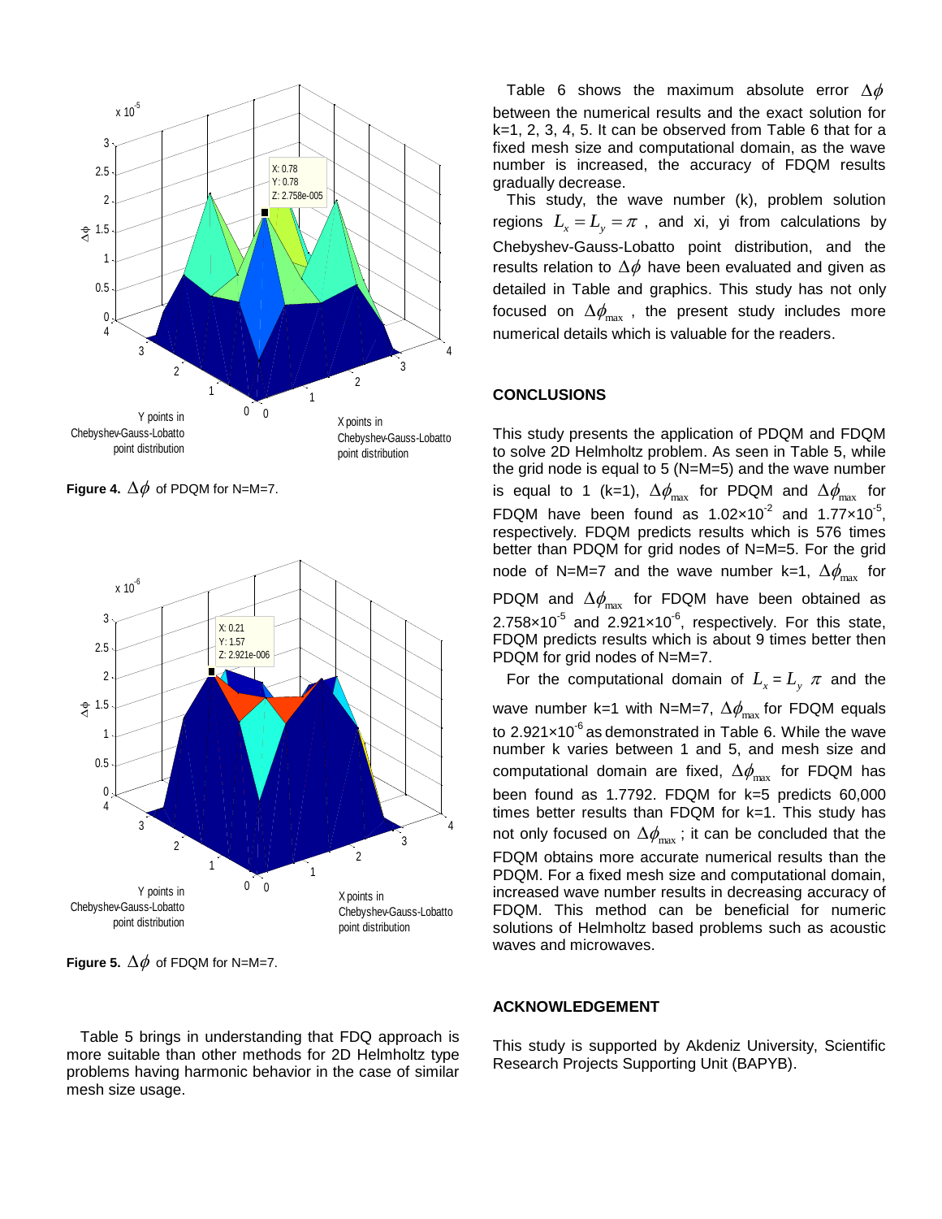Figure 4. $\Delta\phi$ of PDQM for N=M=7.

Figure 5. $\Delta\phi$ of FDQM for N=M=7.

Table 5 brings in understanding that FDQ approach is more suitable than other methods for 2D Helmholtz type problems having harmonic behavior in the case of similar mesh size usage.

Table 6 shows the maximum absolute error $\Delta\phi$ between the numerical results and the exact solution for k=1, 2, 3, 4, 5. It can be observed from Table 6 that for a fixed mesh size and computational domain, as the wave number is increased, the accuracy of FDQM results gradually decrease.

This study, the wave number (k), problem solution regions $L_x = L_y = \pi$, and xi, yi from calculations by Chebyshev-Gauss-Lobatto point distribution, and the results relation to $\Delta\phi$ have been evaluated and given as detailed in Table and graphics. This study has not only focused on $\Delta\phi_{\max}$, the present study includes more numerical details which is valuable for the readers.

## CONCLUSIONS

This study presents the application of PDQM and FDQM to solve 2D Helmholtz problem. As seen in Table 5, while the grid node is equal to 5 (N=M=5) and the wave number is equal to 1 (k=1), $\Delta\phi_{\max}$ for PDQM and $\Delta\phi_{\max}$ for FDQM have been found as $1.02\times10^{-2}$ and $1.77\times10^{-5}$, respectively. FDQM predicts results which is 576 times better than PDQM for grid nodes of N=M=5. For the grid node of N=M=7 and the wave number k=1, $\Delta\phi_{\max}$ for PDQM and $\Delta\phi_{\max}$ for FDQM have been obtained as $2.758\times10^{-5}$ and $2.921\times10^{-6}$, respectively. For this state, FDQM predicts results which is about 9 times better then PDQM for grid nodes of N=M=7.

For the computational domain of $L_x = L_y$ $\pi$ and the wave number k=1 with N=M=7, $\Delta\phi_{\max}$ for FDQM equals to $2.921\times10^{-6}$ as demonstrated in Table 6. While the wave number k varies between 1 and 5, and mesh size and computational domain are fixed, $\Delta\phi_{\max}$ for FDQM has been found as 1.7792. FDQM for k=5 predicts 60,000 times better results than FDQM for k=1. This study has not only focused on $\Delta\phi_{\max}$; it can be concluded that the FDQM obtains more accurate numerical results than the PDQM. For a fixed mesh size and computational domain, increased wave number results in decreasing accuracy of FDQM. This method can be beneficial for numeric solutions of Helmholtz based problems such as acoustic waves and microwaves.

## ACKNOWLEDGEMENT

This study is supported by Akdeniz University, Scientific Research Projects Supporting Unit (BAPYB).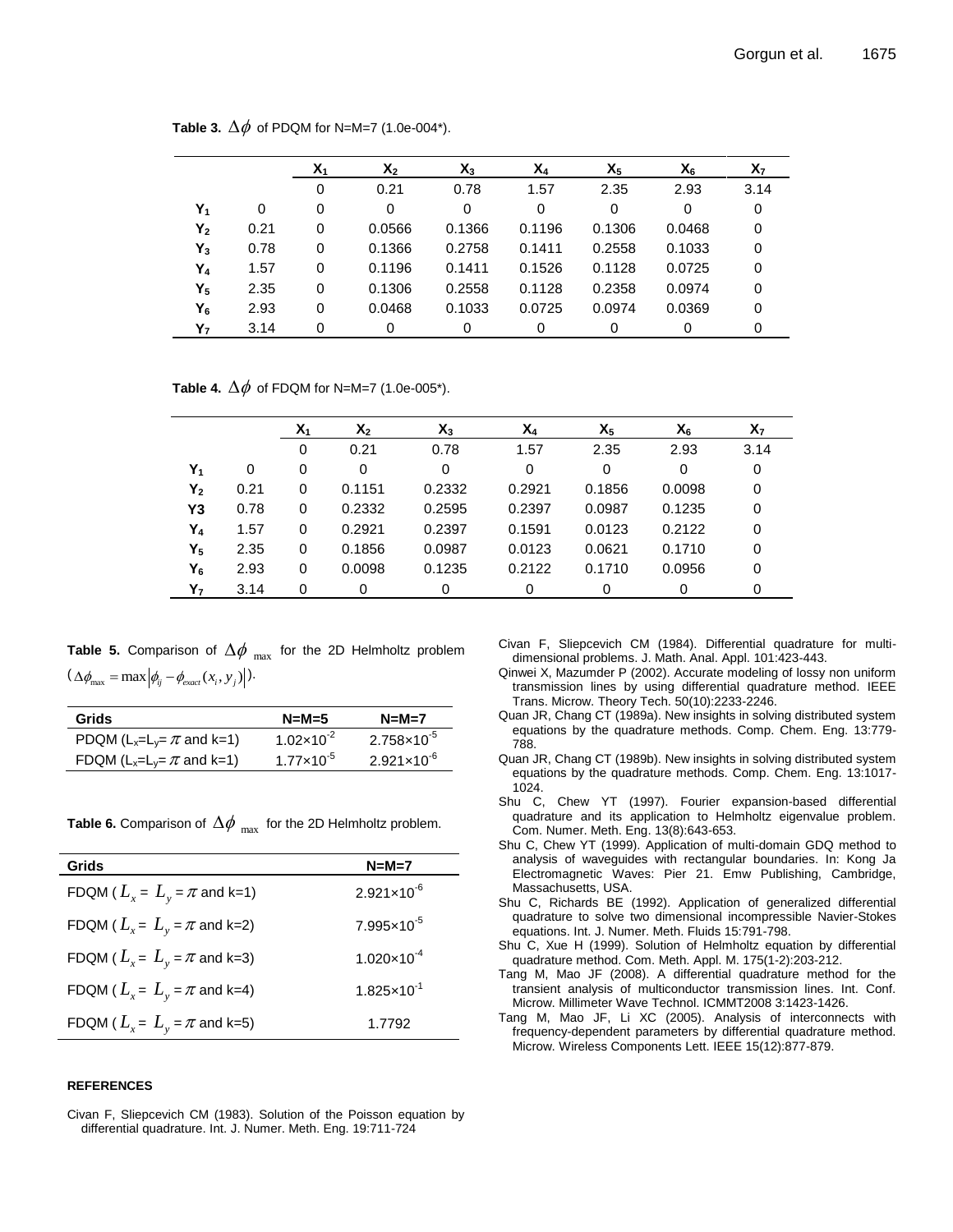**Table 3.** $\Delta\phi$ of PDQM for N=M=7 (1.0e-004*).

| | | $X_1$ | $X_2$ | $X_3$ | $X_4$ | $X_5$ | $X_6$ | $X_7$ |
|---|---|---|---|---|---|---|---|---|
| | | 0 | 0.21 | 0.78 | 1.57 | 2.35 | 2.93 | 3.14 |
| $Y_1$ | 0 | 0 | 0 | 0 | 0 | 0 | 0 | 0 |
| $Y_2$ | 0.21 | 0 | 0.0566 | 0.1366 | 0.1196 | 0.1306 | 0.0468 | 0 |
| $Y_3$ | 0.78 | 0 | 0.1366 | 0.2758 | 0.1411 | 0.2558 | 0.1033 | 0 |
| $Y_4$ | 1.57 | 0 | 0.1196 | 0.1411 | 0.1526 | 0.1128 | 0.0725 | 0 |
| $Y_5$ | 2.35 | 0 | 0.1306 | 0.2558 | 0.1128 | 0.2358 | 0.0974 | 0 |
| $Y_6$ | 2.93 | 0 | 0.0468 | 0.1033 | 0.0725 | 0.0974 | 0.0369 | 0 |
| $Y_7$ | 3.14 | 0 | 0 | 0 | 0 | 0 | 0 | 0 |

**Table 4.** $\Delta\phi$ of FDQM for N=M=7 (1.0e-005*).

| | | $X_1$ | $X_2$ | $X_3$ | $X_4$ | $X_5$ | $X_6$ | $X_7$ |
|---|---|---|---|---|---|---|---|---|
| | | 0 | 0.21 | 0.78 | 1.57 | 2.35 | 2.93 | 3.14 |
| $Y_1$ | 0 | 0 | 0 | 0 | 0 | 0 | 0 | 0 |
| $Y_2$ | 0.21 | 0 | 0.1151 | 0.2332 | 0.2921 | 0.1856 | 0.0098 | 0 |
| Y3 | 0.78 | 0 | 0.2332 | 0.2595 | 0.2397 | 0.0987 | 0.1235 | 0 |
| $Y_4$ | 1.57 | 0 | 0.2921 | 0.2397 | 0.1591 | 0.0123 | 0.2122 | 0 |
| $Y_5$ | 2.35 | 0 | 0.1856 | 0.0987 | 0.0123 | 0.0621 | 0.1710 | 0 |
| $Y_6$ | 2.93 | 0 | 0.0098 | 0.1235 | 0.2122 | 0.1710 | 0.0956 | 0 |
| $Y_7$ | 3.14 | 0 | 0 | 0 | 0 | 0 | 0 | 0 |

**Table 5.** Comparison of $\Delta\phi_{\max}$ for the 2D Helmholtz problem ($\Delta\phi_{\max} = \max\left|\phi_{ij} - \phi_{exact}(x_i, y_j)\right|$).

| Grids | N=M=5 | N=M=7 |
|---|---|---|
| PDQM ($L_x$=$L_y$= $\pi$ and k=1) | $1.02\times10^{-2}$ | $2.758\times10^{-5}$ |
| FDQM ($L_x$=$L_y$= $\pi$ and k=1) | $1.77\times10^{-5}$ | $2.921\times10^{-6}$ |

**Table 6.** Comparison of $\Delta\phi_{\max}$ for the 2D Helmholtz problem.

| Grids | N=M=7 |
|---|---|
| FDQM ( $L_x$ = $L_y$ = $\pi$ and k=1) | $2.921\times10^{-6}$ |
| FDQM ( $L_x$ = $L_y$ = $\pi$ and k=2) | $7.995\times10^{-5}$ |
| FDQM ( $L_x$ = $L_y$ = $\pi$ and k=3) | $1.020\times10^{-4}$ |
| FDQM ( $L_x$ = $L_y$ = $\pi$ and k=4) | $1.825\times10^{-1}$ |
| FDQM ( $L_x$ = $L_y$ = $\pi$ and k=5) | 1.7792 |

**REFERENCES**

Civan F, Sliepcevich CM (1983). Solution of the Poisson equation by differential quadrature. Int. J. Numer. Meth. Eng. 19:711-724

Civan F, Sliepcevich CM (1984). Differential quadrature for multi-dimensional problems. J. Math. Anal. Appl. 101:423-443.

Qinwei X, Mazumder P (2002). Accurate modeling of lossy non uniform transmission lines by using differential quadrature method. IEEE Trans. Microw. Theory Tech. 50(10):2233-2246.

Quan JR, Chang CT (1989a). New insights in solving distributed system equations by the quadrature methods. Comp. Chem. Eng. 13:779-788.

Quan JR, Chang CT (1989b). New insights in solving distributed system equations by the quadrature methods. Comp. Chem. Eng. 13:1017-1024.

Shu C, Chew YT (1997). Fourier expansion-based differential quadrature and its application to Helmholtz eigenvalue problem. Com. Numer. Meth. Eng. 13(8):643-653.

Shu C, Chew YT (1999). Application of multi-domain GDQ method to analysis of waveguides with rectangular boundaries. In: Kong Ja Electromagnetic Waves: Pier 21. Emw Publishing, Cambridge, Massachusetts, USA.

Shu C, Richards BE (1992). Application of generalized differential quadrature to solve two dimensional incompressible Navier-Stokes equations. Int. J. Numer. Meth. Fluids 15:791-798.

Shu C, Xue H (1999). Solution of Helmholtz equation by differential quadrature method. Com. Meth. Appl. M. 175(1-2):203-212.

Tang M, Mao JF (2008). A differential quadrature method for the transient analysis of multiconductor transmission lines. Int. Conf. Microw. Millimeter Wave Technol. ICMMT2008 3:1423-1426.

Tang M, Mao JF, Li XC (2005). Analysis of interconnects with frequency-dependent parameters by differential quadrature method. Microw. Wireless Components Lett. IEEE 15(12):877-879.